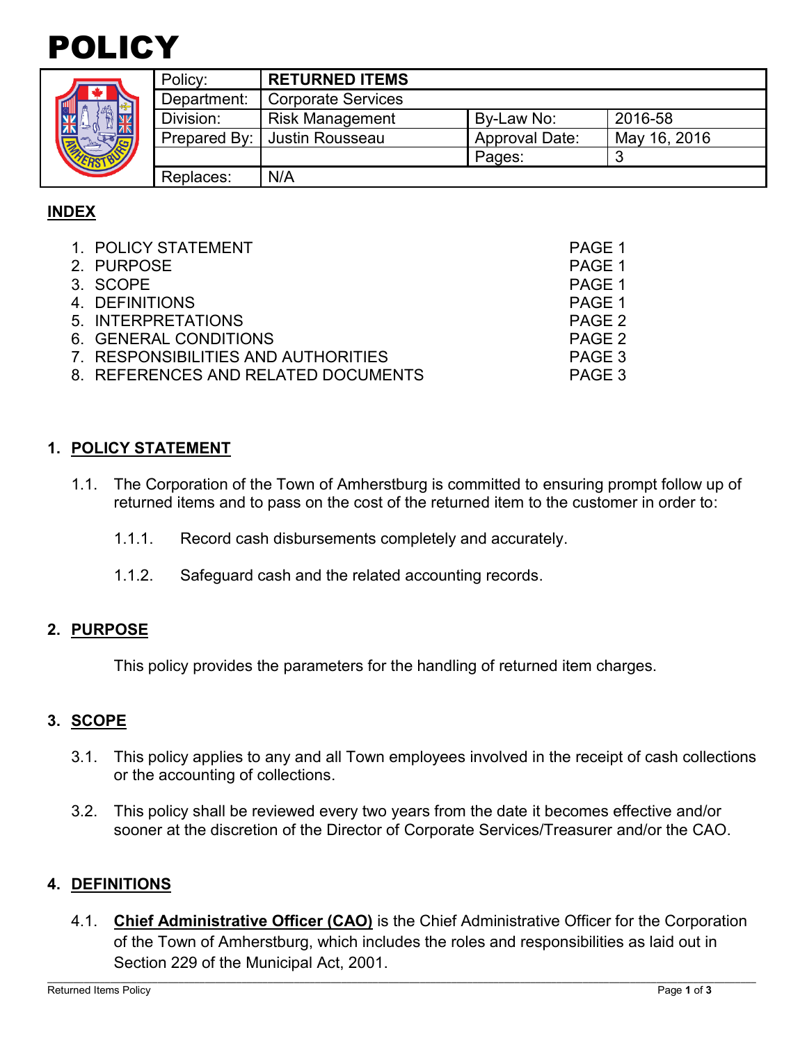# POLICY

| Policy: | **RETURNED ITEMS** | | |
|---|---|---|---|
| Department: | Corporate Services | | |
| Division: | Risk Management | By-Law No: | 2016-58 |
| Prepared By: | Justin Rousseau | Approval Date: | May 16, 2016 |
| | | Pages: | 3 |
| Replaces: | N/A | | |

## INDEX

1. POLICY STATEMENT — PAGE 1
2. PURPOSE — PAGE 1
3. SCOPE — PAGE 1
4. DEFINITIONS — PAGE 1
5. INTERPRETATIONS — PAGE 2
6. GENERAL CONDITIONS — PAGE 2
7. RESPONSIBILITIES AND AUTHORITIES — PAGE 3
8. REFERENCES AND RELATED DOCUMENTS — PAGE 3

## 1. POLICY STATEMENT

1.1. The Corporation of the Town of Amherstburg is committed to ensuring prompt follow up of returned items and to pass on the cost of the returned item to the customer in order to:

1.1.1. Record cash disbursements completely and accurately.

1.1.2. Safeguard cash and the related accounting records.

## 2. PURPOSE

This policy provides the parameters for the handling of returned item charges.

## 3. SCOPE

3.1. This policy applies to any and all Town employees involved in the receipt of cash collections or the accounting of collections.

3.2. This policy shall be reviewed every two years from the date it becomes effective and/or sooner at the discretion of the Director of Corporate Services/Treasurer and/or the CAO.

## 4. DEFINITIONS

4.1. **Chief Administrative Officer (CAO)** is the Chief Administrative Officer for the Corporation of the Town of Amherstburg, which includes the roles and responsibilities as laid out in Section 229 of the Municipal Act, 2001.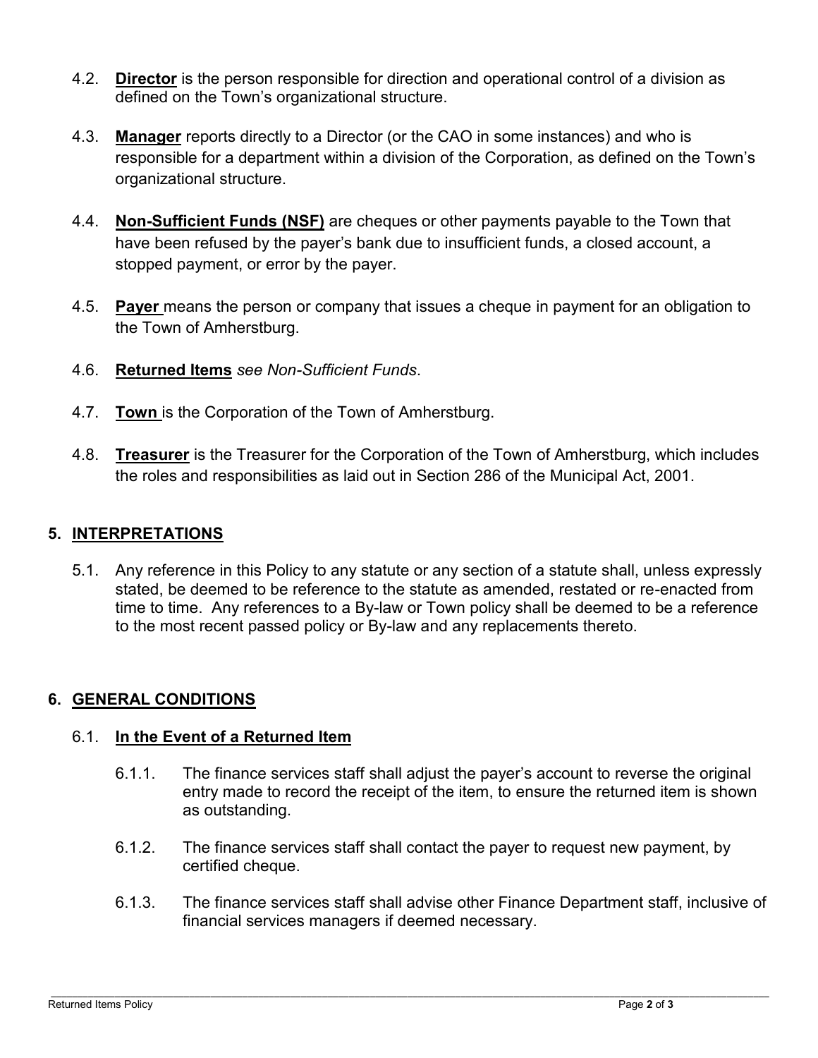4.2. **Director** is the person responsible for direction and operational control of a division as defined on the Town's organizational structure.

4.3. **Manager** reports directly to a Director (or the CAO in some instances) and who is responsible for a department within a division of the Corporation, as defined on the Town's organizational structure.

4.4. **Non-Sufficient Funds (NSF)** are cheques or other payments payable to the Town that have been refused by the payer's bank due to insufficient funds, a closed account, a stopped payment, or error by the payer.

4.5. **Payer** means the person or company that issues a cheque in payment for an obligation to the Town of Amherstburg.

4.6. **Returned Items** *see Non-Sufficient Funds*.

4.7. **Town** is the Corporation of the Town of Amherstburg.

4.8. **Treasurer** is the Treasurer for the Corporation of the Town of Amherstburg, which includes the roles and responsibilities as laid out in Section 286 of the Municipal Act, 2001.

## 5. INTERPRETATIONS

5.1. Any reference in this Policy to any statute or any section of a statute shall, unless expressly stated, be deemed to be reference to the statute as amended, restated or re-enacted from time to time. Any references to a By-law or Town policy shall be deemed to be a reference to the most recent passed policy or By-law and any replacements thereto.

## 6. GENERAL CONDITIONS

### 6.1. In the Event of a Returned Item

6.1.1. The finance services staff shall adjust the payer's account to reverse the original entry made to record the receipt of the item, to ensure the returned item is shown as outstanding.

6.1.2. The finance services staff shall contact the payer to request new payment, by certified cheque.

6.1.3. The finance services staff shall advise other Finance Department staff, inclusive of financial services managers if deemed necessary.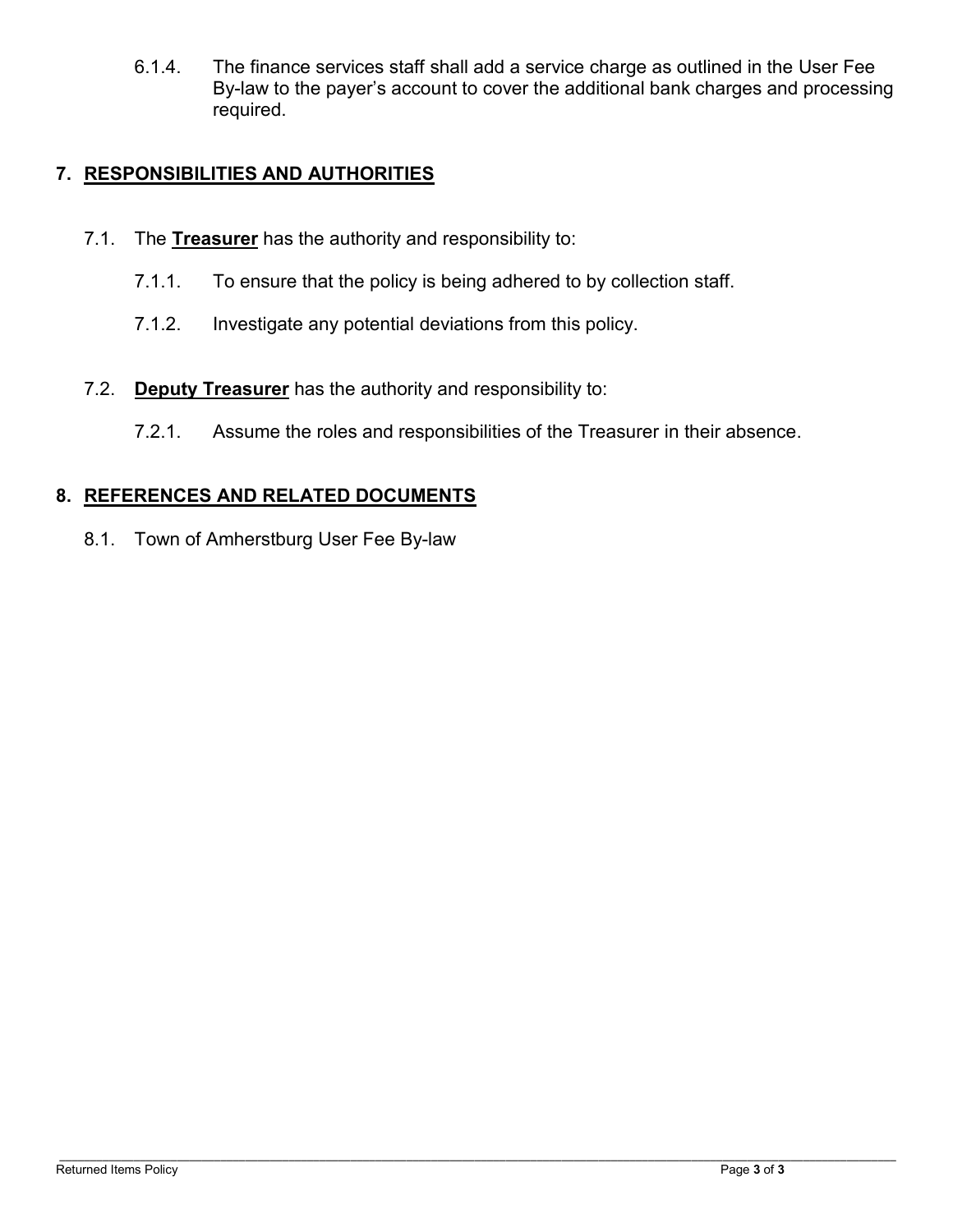6.1.4. The finance services staff shall add a service charge as outlined in the User Fee By-law to the payer's account to cover the additional bank charges and processing required.

## 7. RESPONSIBILITIES AND AUTHORITIES

7.1. The **Treasurer** has the authority and responsibility to:

7.1.1. To ensure that the policy is being adhered to by collection staff.

7.1.2. Investigate any potential deviations from this policy.

7.2. **Deputy Treasurer** has the authority and responsibility to:

7.2.1. Assume the roles and responsibilities of the Treasurer in their absence.

## 8. REFERENCES AND RELATED DOCUMENTS

8.1. Town of Amherstburg User Fee By-law